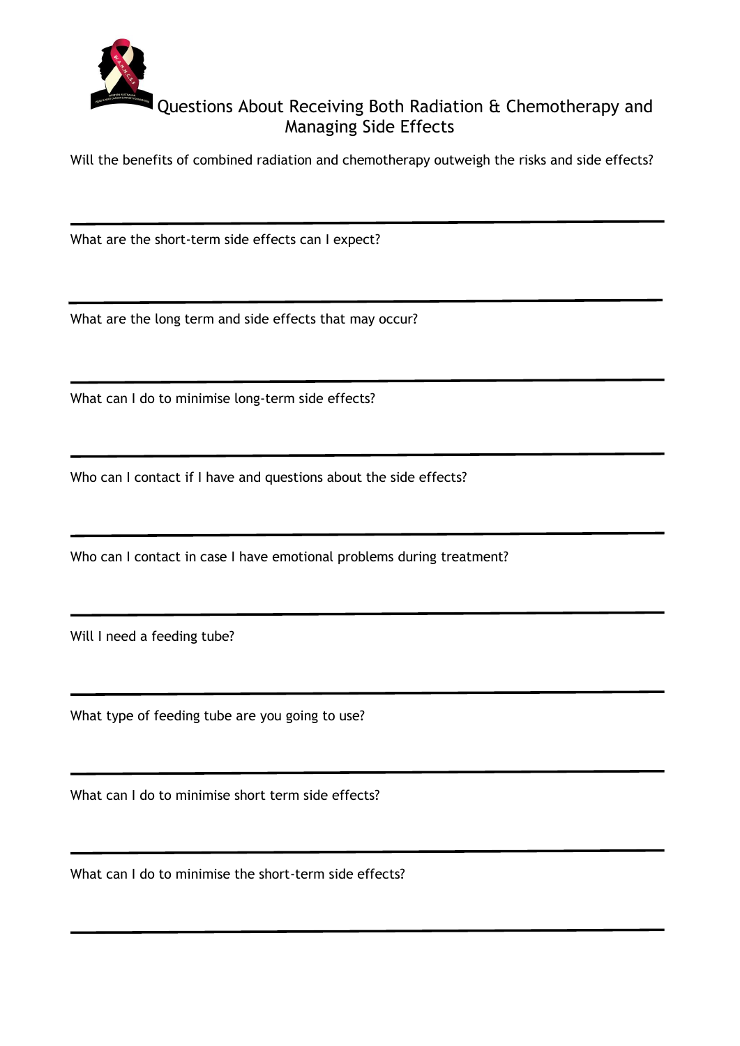# Questions About Receiving Both Radiation & Chemotherapy and Managing Side Effects

Will the benefits of combined radiation and chemotherapy outweigh the risks and side effects?

---

What are the short-term side effects can I expect?

---

What are the long term and side effects that may occur?

---

What can I do to minimise long-term side effects?

---

Who can I contact if I have and questions about the side effects?

---

Who can I contact in case I have emotional problems during treatment?

---

Will I need a feeding tube?

---

What type of feeding tube are you going to use?

---

What can I do to minimise short term side effects?

---

What can I do to minimise the short-term side effects?

---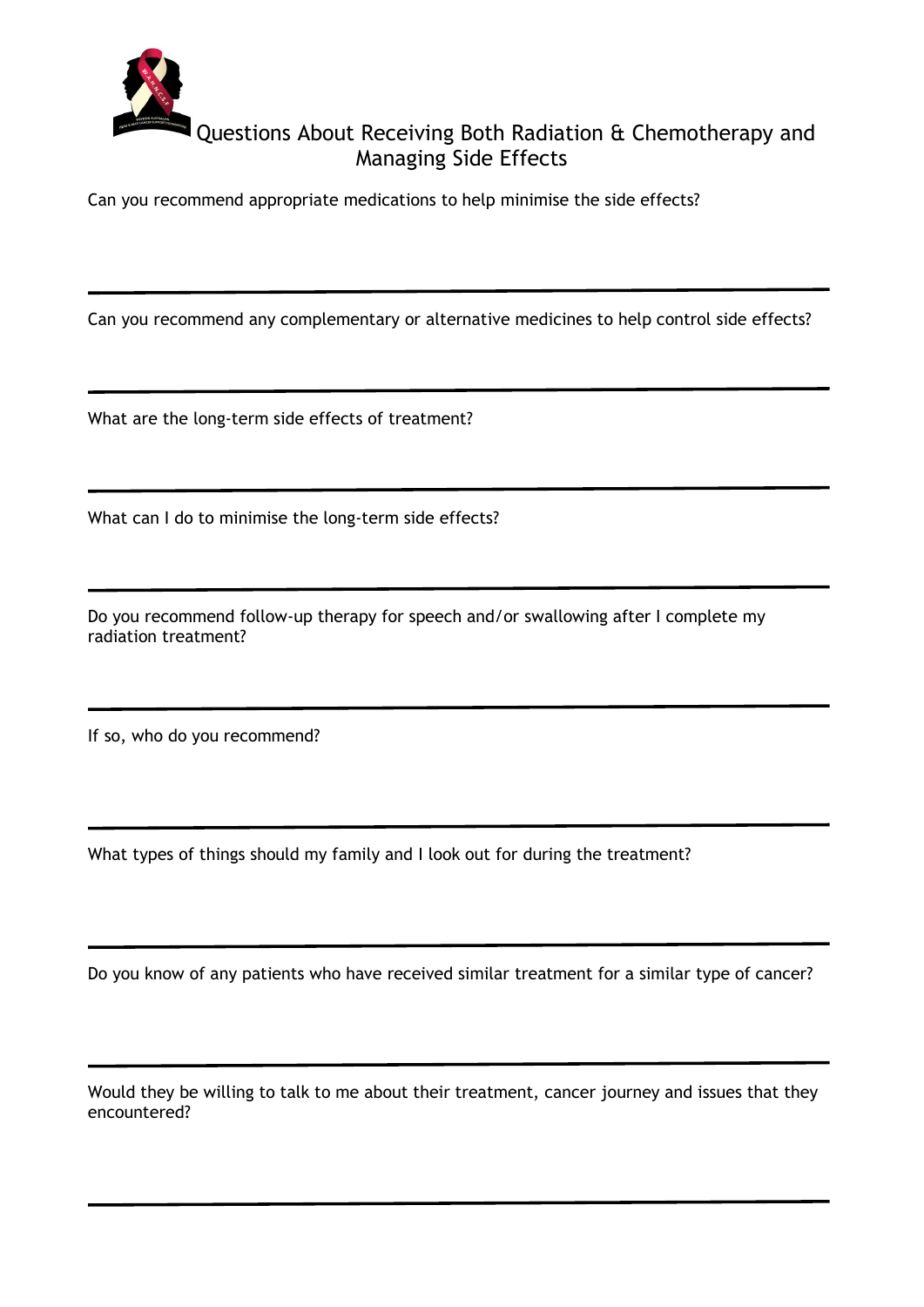# Questions About Receiving Both Radiation & Chemotherapy and Managing Side Effects

Can you recommend appropriate medications to help minimise the side effects?

---

Can you recommend any complementary or alternative medicines to help control side effects?

---

What are the long-term side effects of treatment?

---

What can I do to minimise the long-term side effects?

---

Do you recommend follow-up therapy for speech and/or swallowing after I complete my radiation treatment?

---

If so, who do you recommend?

---

What types of things should my family and I look out for during the treatment?

---

Do you know of any patients who have received similar treatment for a similar type of cancer?

---

Would they be willing to talk to me about their treatment, cancer journey and issues that they encountered?

---